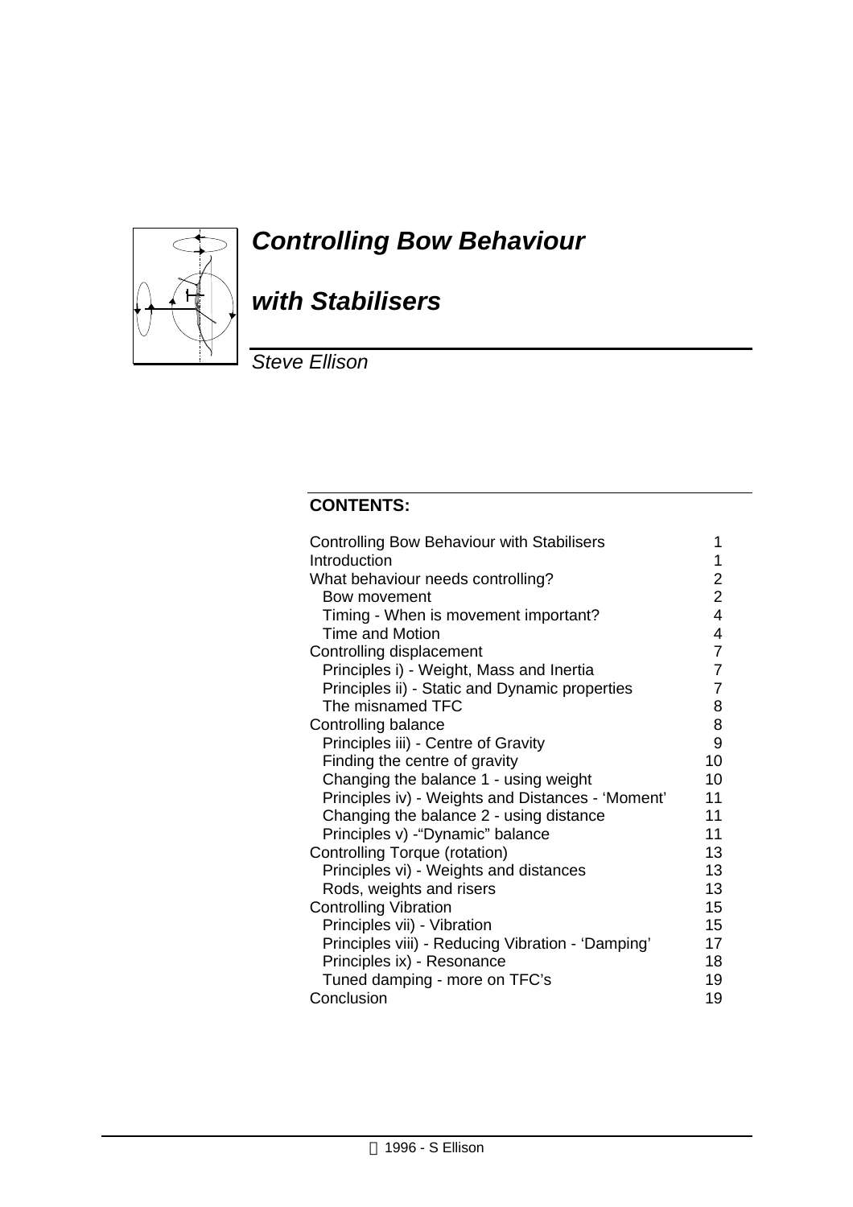# *Controlling Bow Behaviour*

# *with Stabilisers*

*Steve Ellison*

**CONTENTS:**

| | |
|---|---|
| Controlling Bow Behaviour with Stabilisers | 1 |
| Introduction | 1 |
| What behaviour needs controlling? | 2 |
| Bow movement | 2 |
| Timing - When is movement important? | 4 |
| Time and Motion | 4 |
| Controlling displacement | 7 |
| Principles i) - Weight, Mass and Inertia | 7 |
| Principles ii) - Static and Dynamic properties | 7 |
| The misnamed TFC | 8 |
| Controlling balance | 8 |
| Principles iii) - Centre of Gravity | 9 |
| Finding the centre of gravity | 10 |
| Changing the balance 1 - using weight | 10 |
| Principles iv) - Weights and Distances - 'Moment' | 11 |
| Changing the balance 2 - using distance | 11 |
| Principles v) -"Dynamic" balance | 11 |
| Controlling Torque (rotation) | 13 |
| Principles vi) - Weights and distances | 13 |
| Rods, weights and risers | 13 |
| Controlling Vibration | 15 |
| Principles vii) - Vibration | 15 |
| Principles viii) - Reducing Vibration - 'Damping' | 17 |
| Principles ix) - Resonance | 18 |
| Tuned damping - more on TFC's | 19 |
| Conclusion | 19 |

© 1996 - S Ellison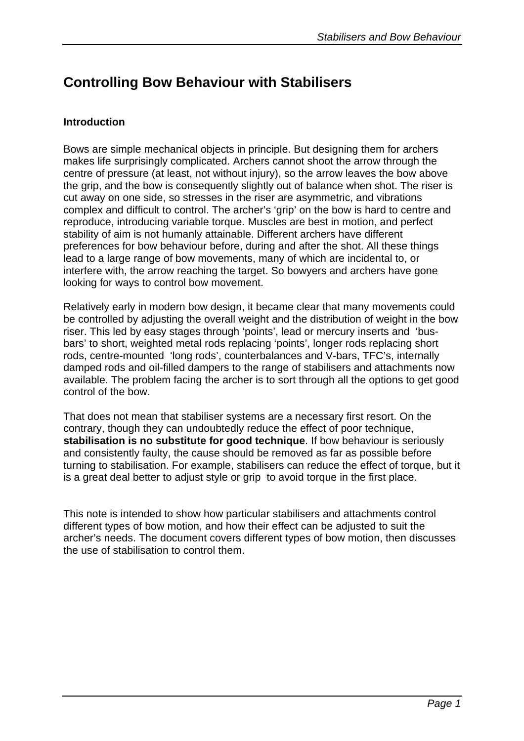# Controlling Bow Behaviour with Stabilisers

### Introduction

Bows are simple mechanical objects in principle. But designing them for archers makes life surprisingly complicated. Archers cannot shoot the arrow through the centre of pressure (at least, not without injury), so the arrow leaves the bow above the grip, and the bow is consequently slightly out of balance when shot. The riser is cut away on one side, so stresses in the riser are asymmetric, and vibrations complex and difficult to control. The archer's 'grip' on the bow is hard to centre and reproduce, introducing variable torque. Muscles are best in motion, and perfect stability of aim is not humanly attainable. Different archers have different preferences for bow behaviour before, during and after the shot. All these things lead to a large range of bow movements, many of which are incidental to, or interfere with, the arrow reaching the target. So bowyers and archers have gone looking for ways to control bow movement.

Relatively early in modern bow design, it became clear that many movements could be controlled by adjusting the overall weight and the distribution of weight in the bow riser. This led by easy stages through 'points', lead or mercury inserts and 'bus-bars' to short, weighted metal rods replacing 'points', longer rods replacing short rods, centre-mounted 'long rods', counterbalances and V-bars, TFC's, internally damped rods and oil-filled dampers to the range of stabilisers and attachments now available. The problem facing the archer is to sort through all the options to get good control of the bow.

That does not mean that stabiliser systems are a necessary first resort. On the contrary, though they can undoubtedly reduce the effect of poor technique, **stabilisation is no substitute for good technique**. If bow behaviour is seriously and consistently faulty, the cause should be removed as far as possible before turning to stabilisation. For example, stabilisers can reduce the effect of torque, but it is a great deal better to adjust style or grip to avoid torque in the first place.

This note is intended to show how particular stabilisers and attachments control different types of bow motion, and how their effect can be adjusted to suit the archer's needs. The document covers different types of bow motion, then discusses the use of stabilisation to control them.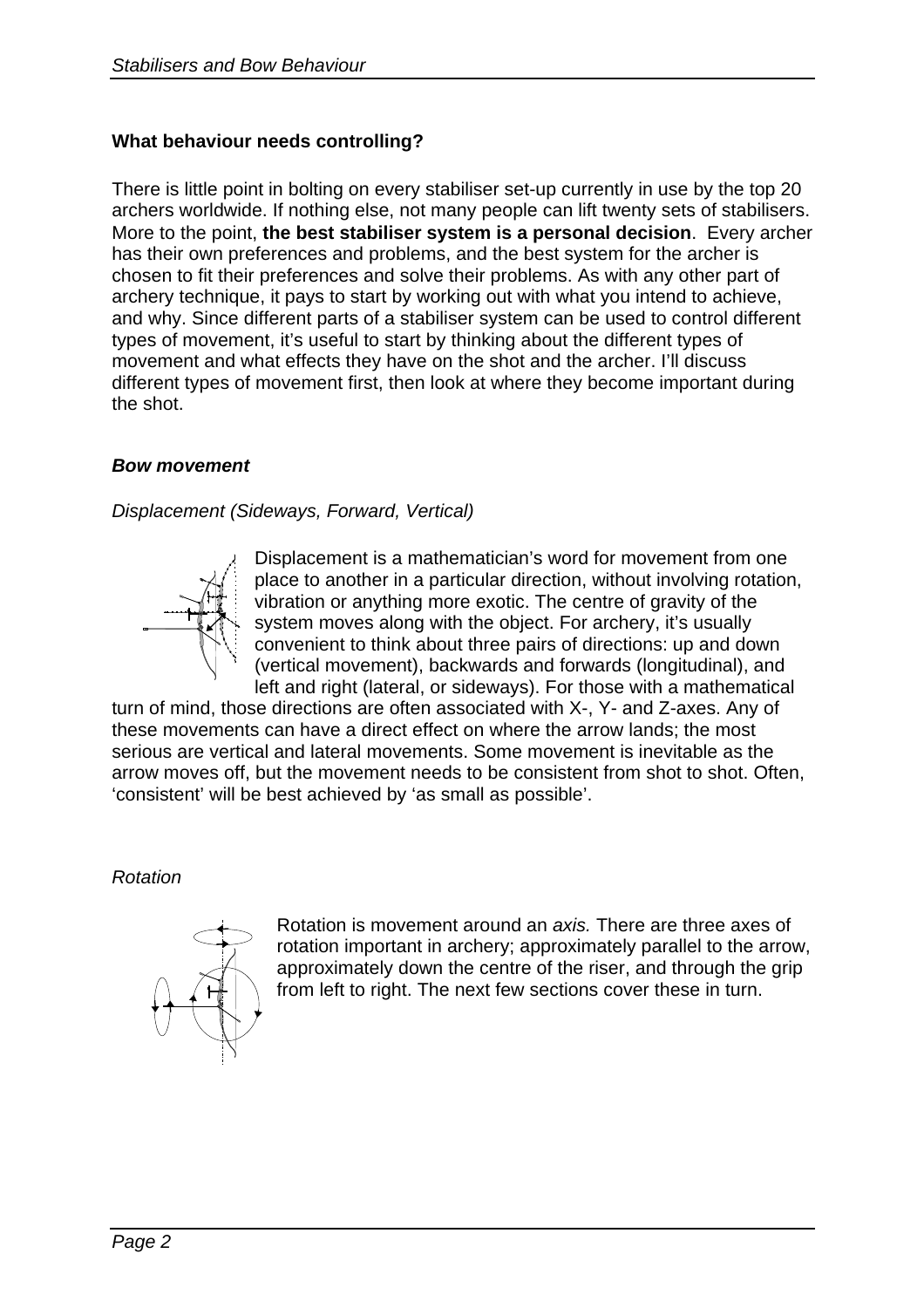## What behaviour needs controlling?

There is little point in bolting on every stabiliser set-up currently in use by the top 20 archers worldwide. If nothing else, not many people can lift twenty sets of stabilisers. More to the point, **the best stabiliser system is a personal decision**. Every archer has their own preferences and problems, and the best system for the archer is chosen to fit their preferences and solve their problems. As with any other part of archery technique, it pays to start by working out with what you intend to achieve, and why. Since different parts of a stabiliser system can be used to control different types of movement, it's useful to start by thinking about the different types of movement and what effects they have on the shot and the archer. I'll discuss different types of movement first, then look at where they become important during the shot.

### *Bow movement*

*Displacement (Sideways, Forward, Vertical)*

Displacement is a mathematician's word for movement from one place to another in a particular direction, without involving rotation, vibration or anything more exotic. The centre of gravity of the system moves along with the object. For archery, it's usually convenient to think about three pairs of directions: up and down (vertical movement), backwards and forwards (longitudinal), and left and right (lateral, or sideways). For those with a mathematical turn of mind, those directions are often associated with X-, Y- and Z-axes. Any of these movements can have a direct effect on where the arrow lands; the most serious are vertical and lateral movements. Some movement is inevitable as the arrow moves off, but the movement needs to be consistent from shot to shot. Often, 'consistent' will be best achieved by 'as small as possible'.

*Rotation*

Rotation is movement around an *axis.* There are three axes of rotation important in archery; approximately parallel to the arrow, approximately down the centre of the riser, and through the grip from left to right. The next few sections cover these in turn.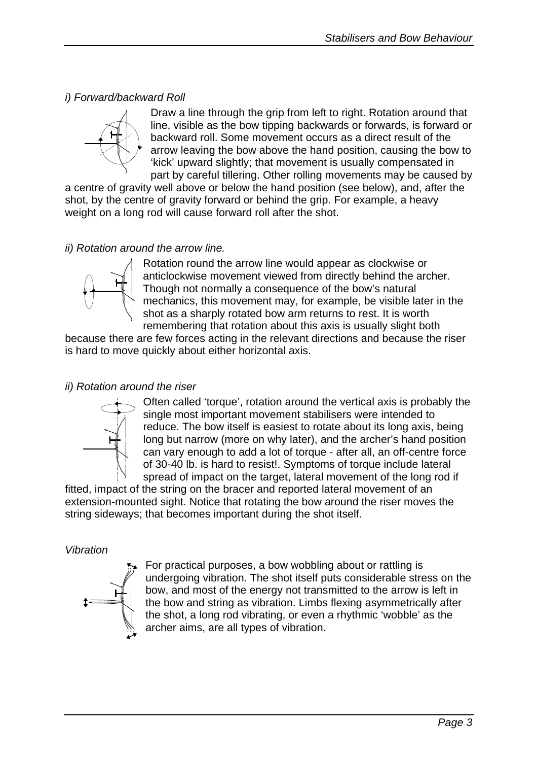*i) Forward/backward Roll*

Draw a line through the grip from left to right. Rotation around that line, visible as the bow tipping backwards or forwards, is forward or backward roll. Some movement occurs as a direct result of the arrow leaving the bow above the hand position, causing the bow to 'kick' upward slightly; that movement is usually compensated in part by careful tillering. Other rolling movements may be caused by a centre of gravity well above or below the hand position (see below), and, after the shot, by the centre of gravity forward or behind the grip. For example, a heavy weight on a long rod will cause forward roll after the shot.

*ii) Rotation around the arrow line.*

Rotation round the arrow line would appear as clockwise or anticlockwise movement viewed from directly behind the archer. Though not normally a consequence of the bow's natural mechanics, this movement may, for example, be visible later in the shot as a sharply rotated bow arm returns to rest. It is worth remembering that rotation about this axis is usually slight both because there are few forces acting in the relevant directions and because the riser is hard to move quickly about either horizontal axis.

*ii) Rotation around the riser*

Often called 'torque', rotation around the vertical axis is probably the single most important movement stabilisers were intended to reduce. The bow itself is easiest to rotate about its long axis, being long but narrow (more on why later), and the archer's hand position can vary enough to add a lot of torque - after all, an off-centre force of 30-40 lb. is hard to resist!. Symptoms of torque include lateral spread of impact on the target, lateral movement of the long rod if fitted, impact of the string on the bracer and reported lateral movement of an extension-mounted sight. Notice that rotating the bow around the riser moves the string sideways; that becomes important during the shot itself.

*Vibration*

For practical purposes, a bow wobbling about or rattling is undergoing vibration. The shot itself puts considerable stress on the bow, and most of the energy not transmitted to the arrow is left in the bow and string as vibration. Limbs flexing asymmetrically after the shot, a long rod vibrating, or even a rhythmic 'wobble' as the archer aims, are all types of vibration.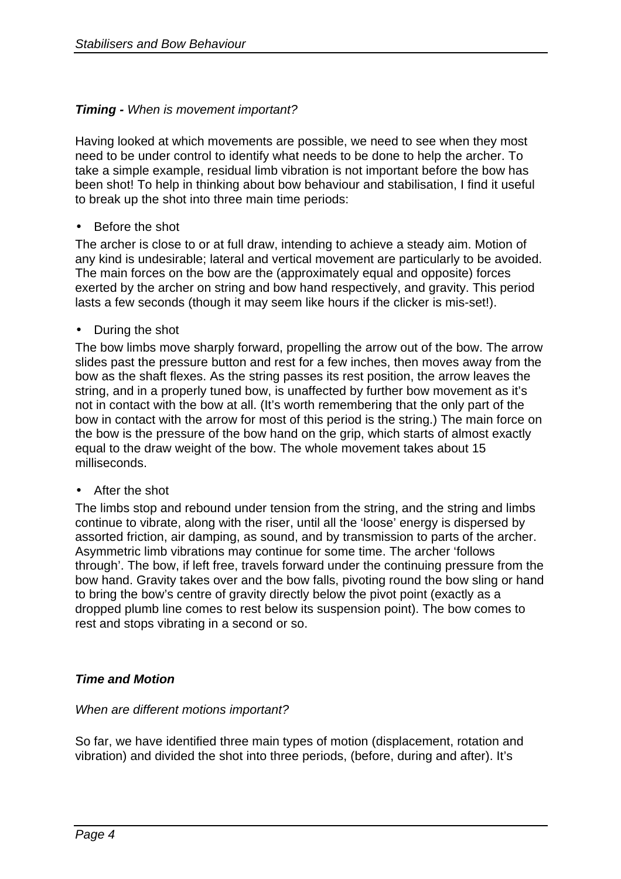***Timing -*** *When is movement important?*

Having looked at which movements are possible, we need to see when they most need to be under control to identify what needs to be done to help the archer. To take a simple example, residual limb vibration is not important before the bow has been shot! To help in thinking about bow behaviour and stabilisation, I find it useful to break up the shot into three main time periods:

- Before the shot

The archer is close to or at full draw, intending to achieve a steady aim. Motion of any kind is undesirable; lateral and vertical movement are particularly to be avoided. The main forces on the bow are the (approximately equal and opposite) forces exerted by the archer on string and bow hand respectively, and gravity. This period lasts a few seconds (though it may seem like hours if the clicker is mis-set!).

- During the shot

The bow limbs move sharply forward, propelling the arrow out of the bow. The arrow slides past the pressure button and rest for a few inches, then moves away from the bow as the shaft flexes. As the string passes its rest position, the arrow leaves the string, and in a properly tuned bow, is unaffected by further bow movement as it's not in contact with the bow at all. (It's worth remembering that the only part of the bow in contact with the arrow for most of this period is the string.) The main force on the bow is the pressure of the bow hand on the grip, which starts of almost exactly equal to the draw weight of the bow. The whole movement takes about 15 milliseconds.

- After the shot

The limbs stop and rebound under tension from the string, and the string and limbs continue to vibrate, along with the riser, until all the 'loose' energy is dispersed by assorted friction, air damping, as sound, and by transmission to parts of the archer. Asymmetric limb vibrations may continue for some time. The archer 'follows through'. The bow, if left free, travels forward under the continuing pressure from the bow hand. Gravity takes over and the bow falls, pivoting round the bow sling or hand to bring the bow's centre of gravity directly below the pivot point (exactly as a dropped plumb line comes to rest below its suspension point). The bow comes to rest and stops vibrating in a second or so.

***Time and Motion***

*When are different motions important?*

So far, we have identified three main types of motion (displacement, rotation and vibration) and divided the shot into three periods, (before, during and after). It's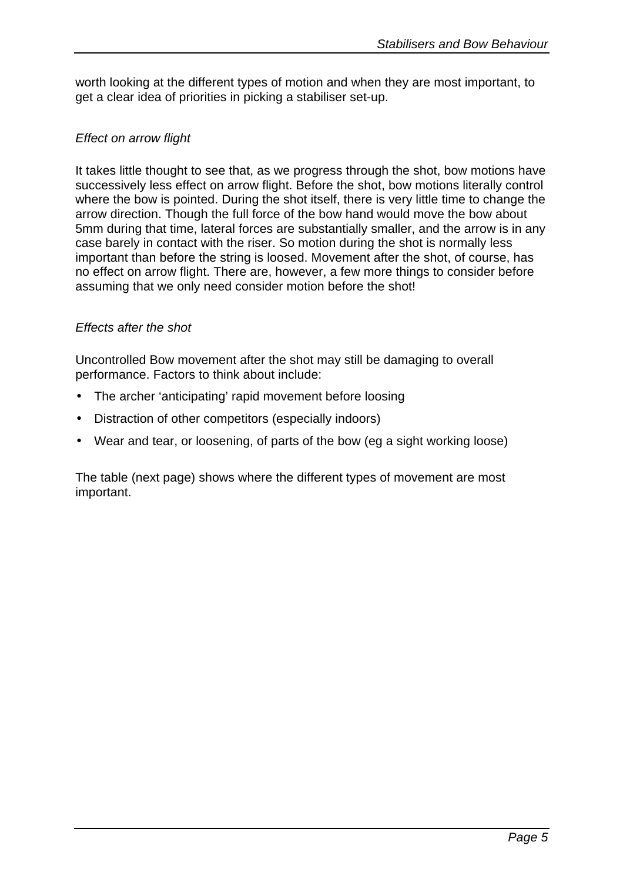worth looking at the different types of motion and when they are most important, to get a clear idea of priorities in picking a stabiliser set-up.

*Effect on arrow flight*

It takes little thought to see that, as we progress through the shot, bow motions have successively less effect on arrow flight. Before the shot, bow motions literally control where the bow is pointed. During the shot itself, there is very little time to change the arrow direction. Though the full force of the bow hand would move the bow about 5mm during that time, lateral forces are substantially smaller, and the arrow is in any case barely in contact with the riser. So motion during the shot is normally less important than before the string is loosed. Movement after the shot, of course, has no effect on arrow flight. There are, however, a few more things to consider before assuming that we only need consider motion before the shot!

*Effects after the shot*

Uncontrolled Bow movement after the shot may still be damaging to overall performance. Factors to think about include:

- The archer 'anticipating' rapid movement before loosing
- Distraction of other competitors (especially indoors)
- Wear and tear, or loosening, of parts of the bow (eg a sight working loose)

The table (next page) shows where the different types of movement are most important.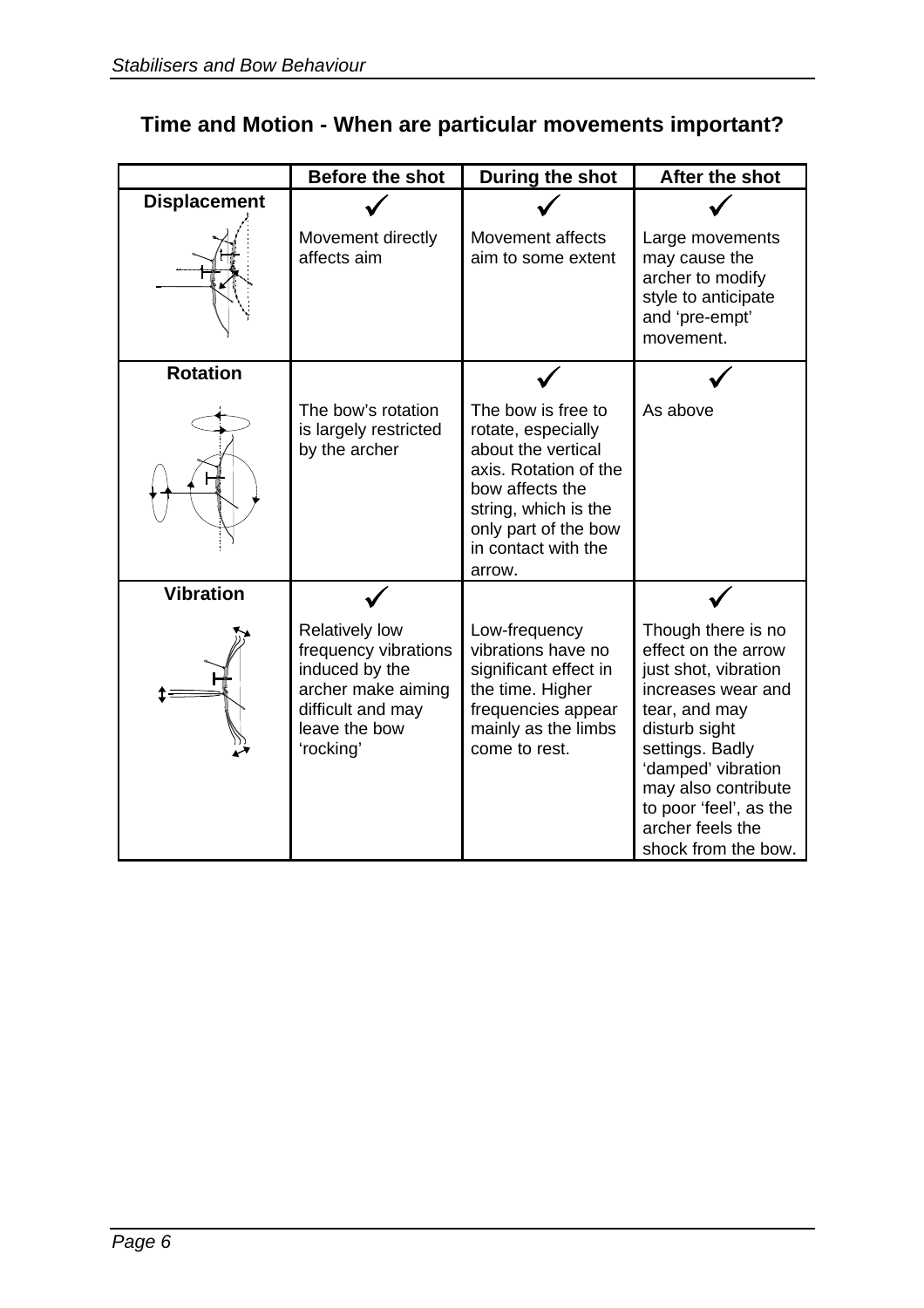## Time and Motion - When are particular movements important?

| | Before the shot | During the shot | After the shot |
|---|---|---|---|
| **Displacement** | ✓ Movement directly affects aim | ✓ Movement affects aim to some extent | ✓ Large movements may cause the archer to modify style to anticipate and 'pre-empt' movement. |
| **Rotation** | The bow's rotation is largely restricted by the archer | ✓ The bow is free to rotate, especially about the vertical axis. Rotation of the bow affects the string, which is the only part of the bow in contact with the arrow. | ✓ As above |
| **Vibration** | ✓ Relatively low frequency vibrations induced by the archer make aiming difficult and may leave the bow 'rocking' | Low-frequency vibrations have no significant effect in the time. Higher frequencies appear mainly as the limbs come to rest. | ✓ Though there is no effect on the arrow just shot, vibration increases wear and tear, and may disturb sight settings. Badly 'damped' vibration may also contribute to poor 'feel', as the archer feels the shock from the bow. |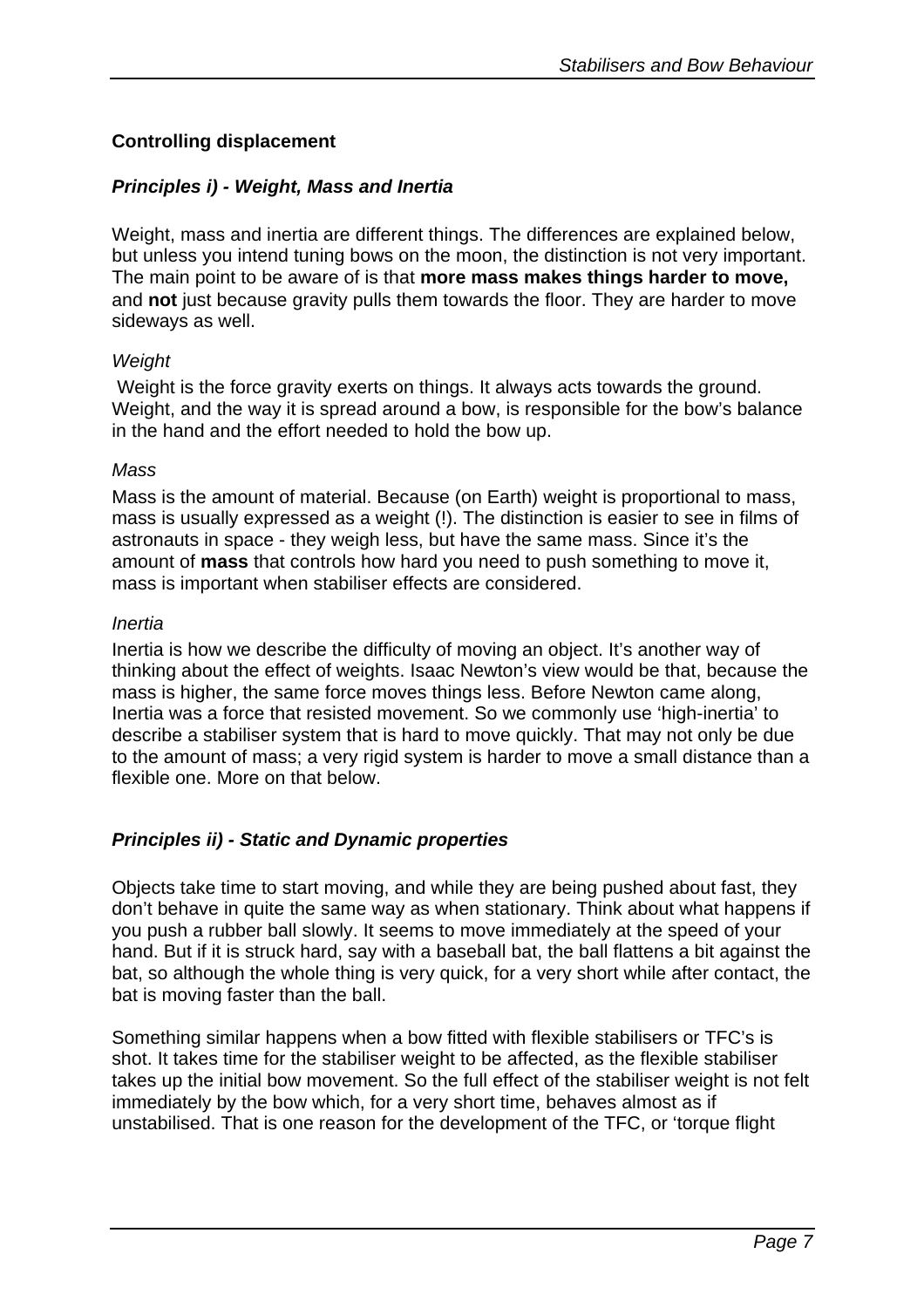### Controlling displacement

#### *Principles i) - Weight, Mass and Inertia*

Weight, mass and inertia are different things. The differences are explained below, but unless you intend tuning bows on the moon, the distinction is not very important. The main point to be aware of is that **more mass makes things harder to move,** and **not** just because gravity pulls them towards the floor. They are harder to move sideways as well.

*Weight*

Weight is the force gravity exerts on things. It always acts towards the ground. Weight, and the way it is spread around a bow, is responsible for the bow's balance in the hand and the effort needed to hold the bow up.

*Mass*

Mass is the amount of material. Because (on Earth) weight is proportional to mass, mass is usually expressed as a weight (!). The distinction is easier to see in films of astronauts in space - they weigh less, but have the same mass. Since it's the amount of **mass** that controls how hard you need to push something to move it, mass is important when stabiliser effects are considered.

*Inertia*

Inertia is how we describe the difficulty of moving an object. It's another way of thinking about the effect of weights. Isaac Newton's view would be that, because the mass is higher, the same force moves things less. Before Newton came along, Inertia was a force that resisted movement. So we commonly use 'high-inertia' to describe a stabiliser system that is hard to move quickly. That may not only be due to the amount of mass; a very rigid system is harder to move a small distance than a flexible one. More on that below.

#### *Principles ii) - Static and Dynamic properties*

Objects take time to start moving, and while they are being pushed about fast, they don't behave in quite the same way as when stationary. Think about what happens if you push a rubber ball slowly. It seems to move immediately at the speed of your hand. But if it is struck hard, say with a baseball bat, the ball flattens a bit against the bat, so although the whole thing is very quick, for a very short while after contact, the bat is moving faster than the ball.

Something similar happens when a bow fitted with flexible stabilisers or TFC's is shot. It takes time for the stabiliser weight to be affected, as the flexible stabiliser takes up the initial bow movement. So the full effect of the stabiliser weight is not felt immediately by the bow which, for a very short time, behaves almost as if unstabilised. That is one reason for the development of the TFC, or 'torque flight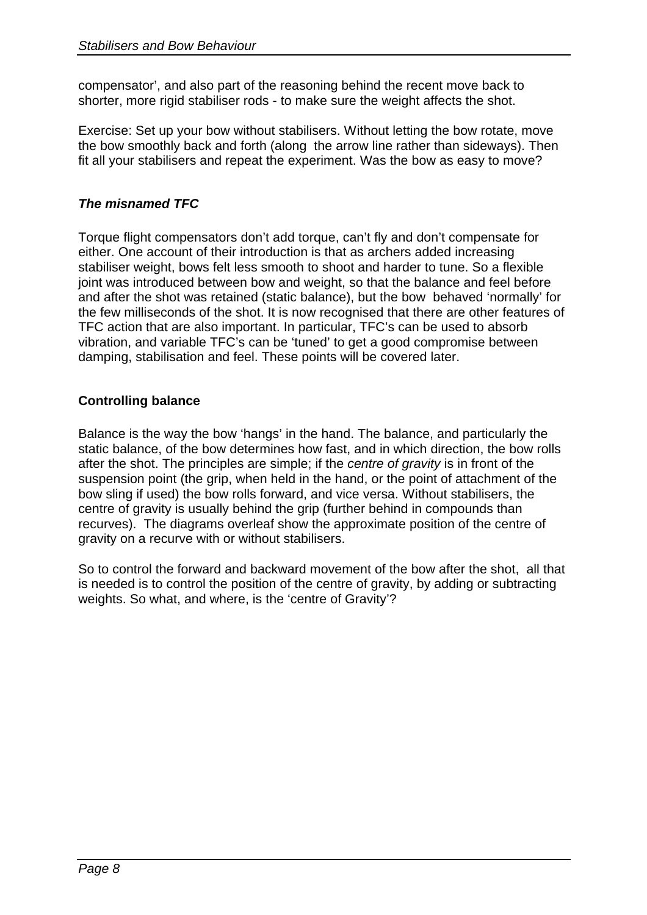compensator', and also part of the reasoning behind the recent move back to shorter, more rigid stabiliser rods - to make sure the weight affects the shot.

Exercise: Set up your bow without stabilisers. Without letting the bow rotate, move the bow smoothly back and forth (along the arrow line rather than sideways). Then fit all your stabilisers and repeat the experiment. Was the bow as easy to move?

### *The misnamed TFC*

Torque flight compensators don't add torque, can't fly and don't compensate for either. One account of their introduction is that as archers added increasing stabiliser weight, bows felt less smooth to shoot and harder to tune. So a flexible joint was introduced between bow and weight, so that the balance and feel before and after the shot was retained (static balance), but the bow behaved 'normally' for the few milliseconds of the shot. It is now recognised that there are other features of TFC action that are also important. In particular, TFC's can be used to absorb vibration, and variable TFC's can be 'tuned' to get a good compromise between damping, stabilisation and feel. These points will be covered later.

### **Controlling balance**

Balance is the way the bow 'hangs' in the hand. The balance, and particularly the static balance, of the bow determines how fast, and in which direction, the bow rolls after the shot. The principles are simple; if the *centre of gravity* is in front of the suspension point (the grip, when held in the hand, or the point of attachment of the bow sling if used) the bow rolls forward, and vice versa. Without stabilisers, the centre of gravity is usually behind the grip (further behind in compounds than recurves). The diagrams overleaf show the approximate position of the centre of gravity on a recurve with or without stabilisers.

So to control the forward and backward movement of the bow after the shot, all that is needed is to control the position of the centre of gravity, by adding or subtracting weights. So what, and where, is the 'centre of Gravity'?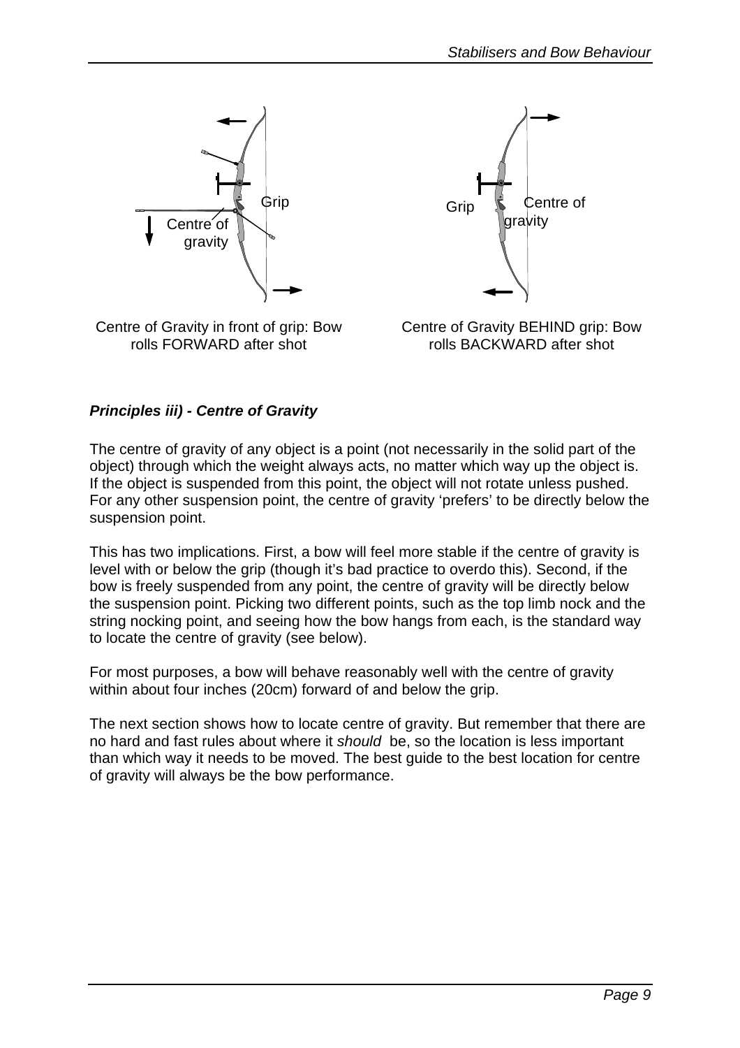Centre of Gravity in front of grip: Bow rolls FORWARD after shot

Centre of Gravity BEHIND grip: Bow rolls BACKWARD after shot

### ***Principles iii) - Centre of Gravity***

The centre of gravity of any object is a point (not necessarily in the solid part of the object) through which the weight always acts, no matter which way up the object is. If the object is suspended from this point, the object will not rotate unless pushed. For any other suspension point, the centre of gravity 'prefers' to be directly below the suspension point.

This has two implications. First, a bow will feel more stable if the centre of gravity is level with or below the grip (though it's bad practice to overdo this). Second, if the bow is freely suspended from any point, the centre of gravity will be directly below the suspension point. Picking two different points, such as the top limb nock and the string nocking point, and seeing how the bow hangs from each, is the standard way to locate the centre of gravity (see below).

For most purposes, a bow will behave reasonably well with the centre of gravity within about four inches (20cm) forward of and below the grip.

The next section shows how to locate centre of gravity. But remember that there are no hard and fast rules about where it *should* be, so the location is less important than which way it needs to be moved. The best guide to the best location for centre of gravity will always be the bow performance.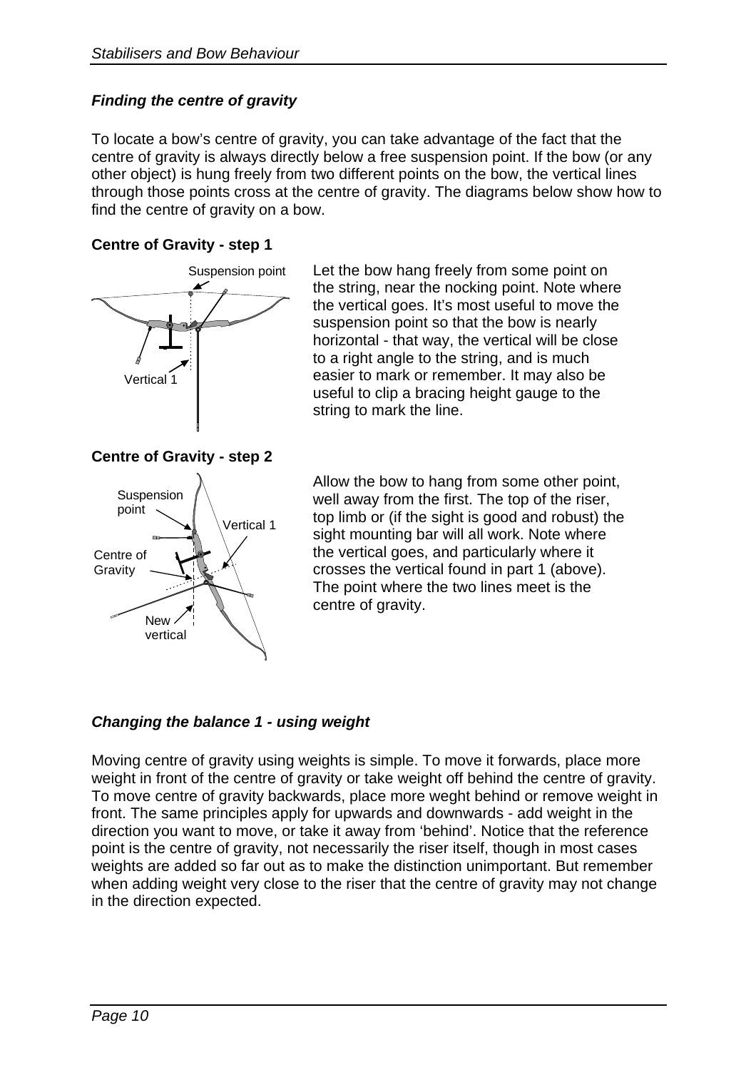### *Finding the centre of gravity*

To locate a bow's centre of gravity, you can take advantage of the fact that the centre of gravity is always directly below a free suspension point. If the bow (or any other object) is hung freely from two different points on the bow, the vertical lines through those points cross at the centre of gravity. The diagrams below show how to find the centre of gravity on a bow.

**Centre of Gravity - step 1**

Let the bow hang freely from some point on the string, near the nocking point. Note where the vertical goes. It's most useful to move the suspension point so that the bow is nearly horizontal - that way, the vertical will be close to a right angle to the string, and is much easier to mark or remember. It may also be useful to clip a bracing height gauge to the string to mark the line.

**Centre of Gravity - step 2**

Allow the bow to hang from some other point, well away from the first. The top of the riser, top limb or (if the sight is good and robust) the sight mounting bar will all work. Note where the vertical goes, and particularly where it crosses the vertical found in part 1 (above). The point where the two lines meet is the centre of gravity.

### *Changing the balance 1 - using weight*

Moving centre of gravity using weights is simple. To move it forwards, place more weight in front of the centre of gravity or take weight off behind the centre of gravity. To move centre of gravity backwards, place more weght behind or remove weight in front. The same principles apply for upwards and downwards - add weight in the direction you want to move, or take it away from 'behind'. Notice that the reference point is the centre of gravity, not necessarily the riser itself, though in most cases weights are added so far out as to make the distinction unimportant. But remember when adding weight very close to the riser that the centre of gravity may not change in the direction expected.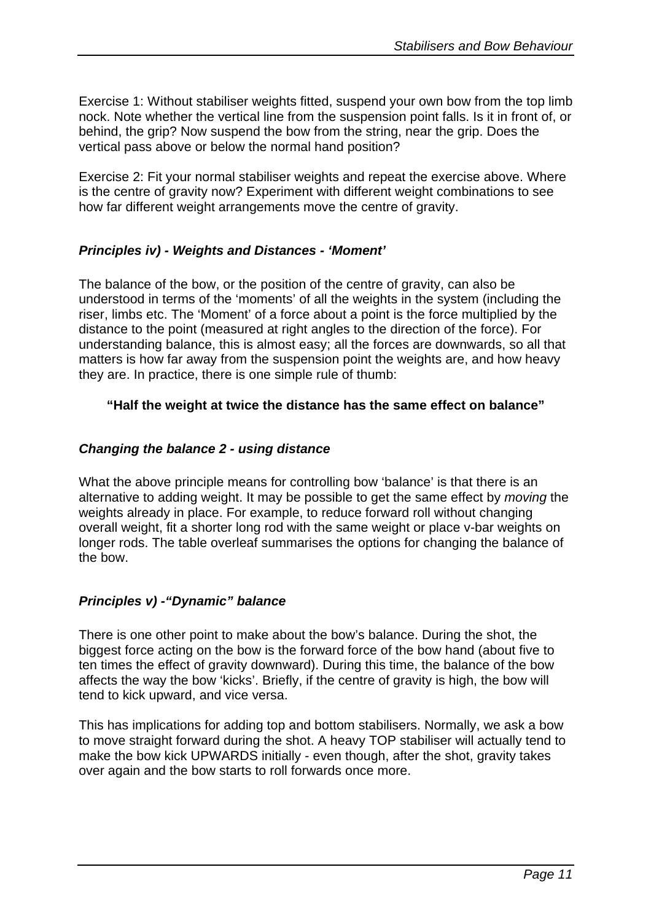Exercise 1: Without stabiliser weights fitted, suspend your own bow from the top limb nock. Note whether the vertical line from the suspension point falls. Is it in front of, or behind, the grip? Now suspend the bow from the string, near the grip. Does the vertical pass above or below the normal hand position?

Exercise 2: Fit your normal stabiliser weights and repeat the exercise above. Where is the centre of gravity now? Experiment with different weight combinations to see how far different weight arrangements move the centre of gravity.

### *Principles iv) - Weights and Distances - 'Moment'*

The balance of the bow, or the position of the centre of gravity, can also be understood in terms of the 'moments' of all the weights in the system (including the riser, limbs etc. The 'Moment' of a force about a point is the force multiplied by the distance to the point (measured at right angles to the direction of the force). For understanding balance, this is almost easy; all the forces are downwards, so all that matters is how far away from the suspension point the weights are, and how heavy they are. In practice, there is one simple rule of thumb:

**"Half the weight at twice the distance has the same effect on balance"**

### *Changing the balance 2 - using distance*

What the above principle means for controlling bow 'balance' is that there is an alternative to adding weight. It may be possible to get the same effect by *moving* the weights already in place. For example, to reduce forward roll without changing overall weight, fit a shorter long rod with the same weight or place v-bar weights on longer rods. The table overleaf summarises the options for changing the balance of the bow.

### *Principles v) -"Dynamic" balance*

There is one other point to make about the bow's balance. During the shot, the biggest force acting on the bow is the forward force of the bow hand (about five to ten times the effect of gravity downward). During this time, the balance of the bow affects the way the bow 'kicks'. Briefly, if the centre of gravity is high, the bow will tend to kick upward, and vice versa.

This has implications for adding top and bottom stabilisers. Normally, we ask a bow to move straight forward during the shot. A heavy TOP stabiliser will actually tend to make the bow kick UPWARDS initially - even though, after the shot, gravity takes over again and the bow starts to roll forwards once more.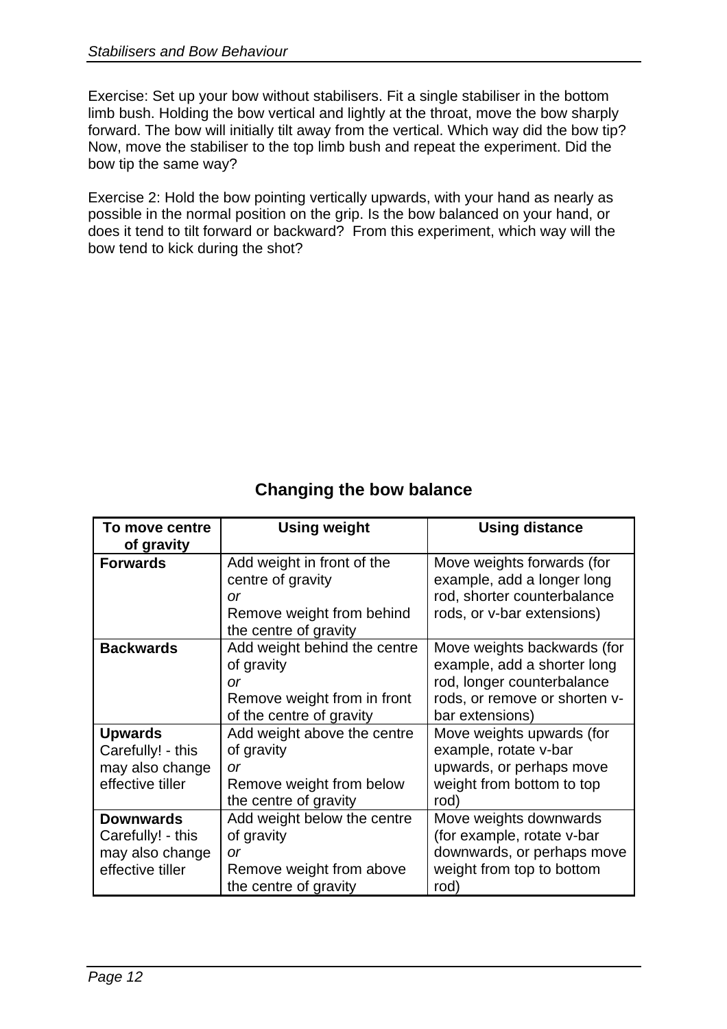Exercise: Set up your bow without stabilisers. Fit a single stabiliser in the bottom limb bush. Holding the bow vertical and lightly at the throat, move the bow sharply forward. The bow will initially tilt away from the vertical. Which way did the bow tip? Now, move the stabiliser to the top limb bush and repeat the experiment. Did the bow tip the same way?

Exercise 2: Hold the bow pointing vertically upwards, with your hand as nearly as possible in the normal position on the grip. Is the bow balanced on your hand, or does it tend to tilt forward or backward? From this experiment, which way will the bow tend to kick during the shot?

## Changing the bow balance

| To move centre of gravity | Using weight | Using distance |
|---|---|---|
| **Forwards** | Add weight in front of the centre of gravity<br>*or*<br>Remove weight from behind the centre of gravity | Move weights forwards (for example, add a longer long rod, shorter counterbalance rods, or v-bar extensions) |
| **Backwards** | Add weight behind the centre of gravity<br>*or*<br>Remove weight from in front of the centre of gravity | Move weights backwards (for example, add a shorter long rod, longer counterbalance rods, or remove or shorten v-bar extensions) |
| **Upwards**<br>Carefully! - this may also change effective tiller | Add weight above the centre of gravity<br>*or*<br>Remove weight from below the centre of gravity | Move weights upwards (for example, rotate v-bar upwards, or perhaps move weight from bottom to top rod) |
| **Downwards**<br>Carefully! - this may also change effective tiller | Add weight below the centre of gravity<br>*or*<br>Remove weight from above the centre of gravity | Move weights downwards (for example, rotate v-bar downwards, or perhaps move weight from top to bottom rod) |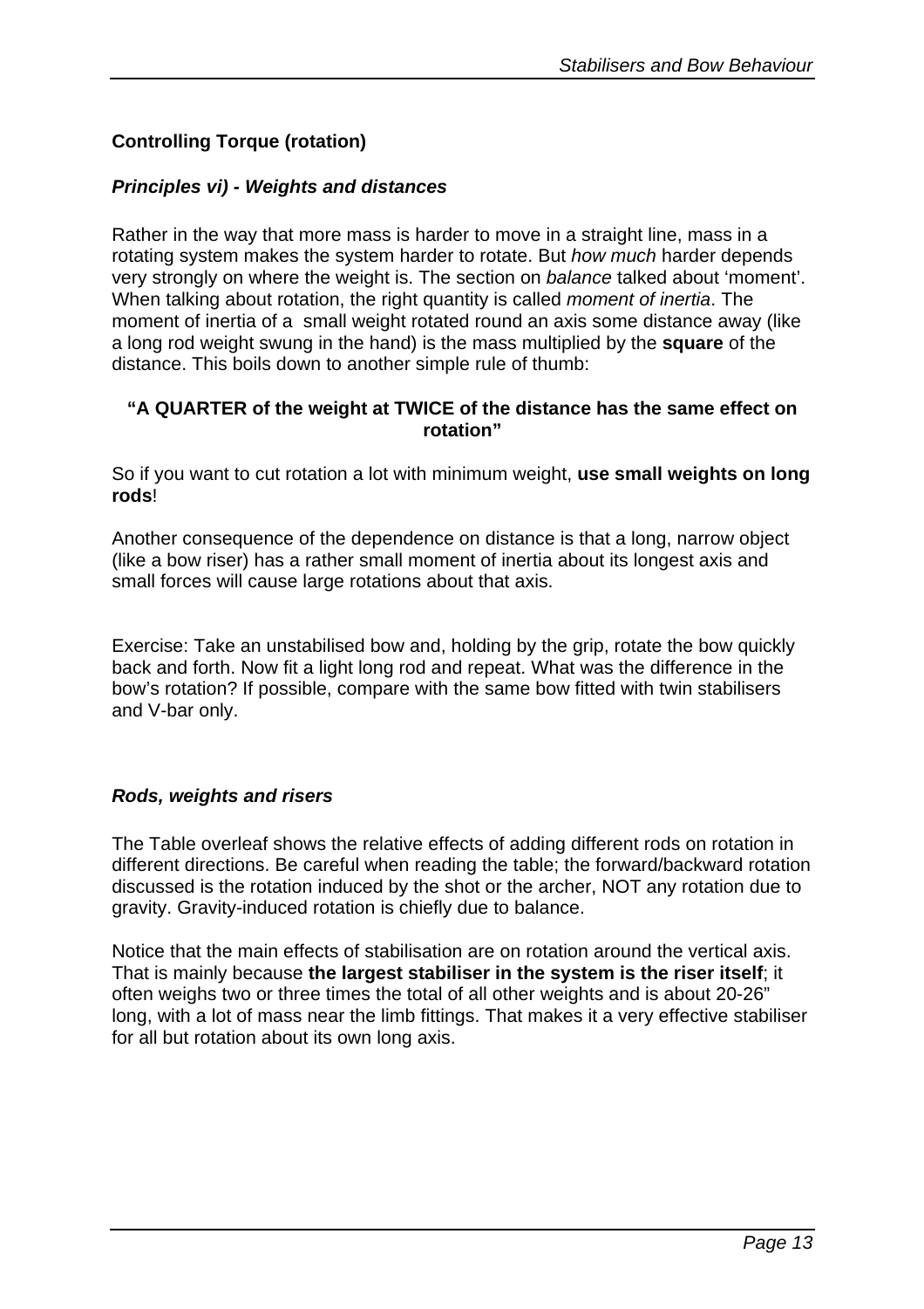## Controlling Torque (rotation)

### *Principles vi) - Weights and distances*

Rather in the way that more mass is harder to move in a straight line, mass in a rotating system makes the system harder to rotate. But *how much* harder depends very strongly on where the weight is. The section on *balance* talked about 'moment'. When talking about rotation, the right quantity is called *moment of inertia*. The moment of inertia of a small weight rotated round an axis some distance away (like a long rod weight swung in the hand) is the mass multiplied by the **square** of the distance. This boils down to another simple rule of thumb:

> **"A QUARTER of the weight at TWICE of the distance has the same effect on rotation"**

So if you want to cut rotation a lot with minimum weight, **use small weights on long rods**!

Another consequence of the dependence on distance is that a long, narrow object (like a bow riser) has a rather small moment of inertia about its longest axis and small forces will cause large rotations about that axis.

Exercise: Take an unstabilised bow and, holding by the grip, rotate the bow quickly back and forth. Now fit a light long rod and repeat. What was the difference in the bow's rotation? If possible, compare with the same bow fitted with twin stabilisers and V-bar only.

### *Rods, weights and risers*

The Table overleaf shows the relative effects of adding different rods on rotation in different directions. Be careful when reading the table; the forward/backward rotation discussed is the rotation induced by the shot or the archer, NOT any rotation due to gravity. Gravity-induced rotation is chiefly due to balance.

Notice that the main effects of stabilisation are on rotation around the vertical axis. That is mainly because **the largest stabiliser in the system is the riser itself**; it often weighs two or three times the total of all other weights and is about 20-26" long, with a lot of mass near the limb fittings. That makes it a very effective stabiliser for all but rotation about its own long axis.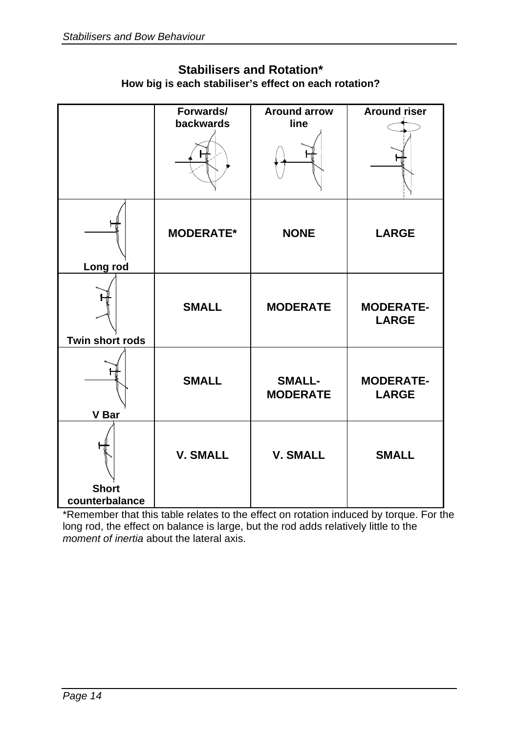## Stabilisers and Rotation*

**How big is each stabiliser's effect on each rotation?**

| | Forwards/ backwards | Around arrow line | Around riser |
|---|---|---|---|
| Long rod | MODERATE* | NONE | LARGE |
| Twin short rods | SMALL | MODERATE | MODERATE-LARGE |
| V Bar | SMALL | SMALL-MODERATE | MODERATE-LARGE |
| Short counterbalance | V. SMALL | V. SMALL | SMALL |

*Remember that this table relates to the effect on rotation induced by torque. For the long rod, the effect on balance is large, but the rod adds relatively little to the *moment of inertia* about the lateral axis.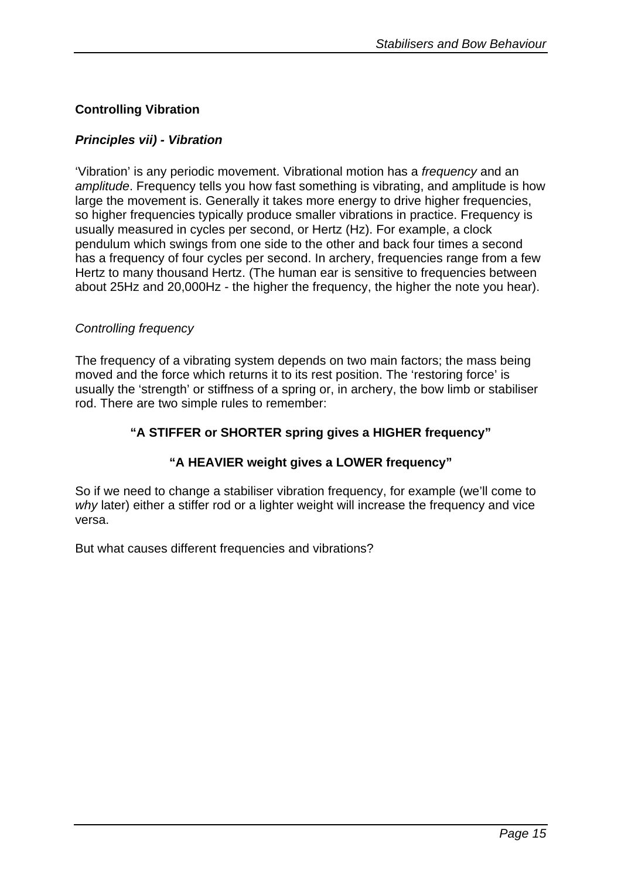## Controlling Vibration

### *Principles vii) - Vibration*

'Vibration' is any periodic movement. Vibrational motion has a *frequency* and an *amplitude*. Frequency tells you how fast something is vibrating, and amplitude is how large the movement is. Generally it takes more energy to drive higher frequencies, so higher frequencies typically produce smaller vibrations in practice. Frequency is usually measured in cycles per second, or Hertz (Hz). For example, a clock pendulum which swings from one side to the other and back four times a second has a frequency of four cycles per second. In archery, frequencies range from a few Hertz to many thousand Hertz. (The human ear is sensitive to frequencies between about 25Hz and 20,000Hz - the higher the frequency, the higher the note you hear).

*Controlling frequency*

The frequency of a vibrating system depends on two main factors; the mass being moved and the force which returns it to its rest position. The 'restoring force' is usually the 'strength' or stiffness of a spring or, in archery, the bow limb or stabiliser rod. There are two simple rules to remember:

**"A STIFFER or SHORTER spring gives a HIGHER frequency"**

**"A HEAVIER weight gives a LOWER frequency"**

So if we need to change a stabiliser vibration frequency, for example (we'll come to *why* later) either a stiffer rod or a lighter weight will increase the frequency and vice versa.

But what causes different frequencies and vibrations?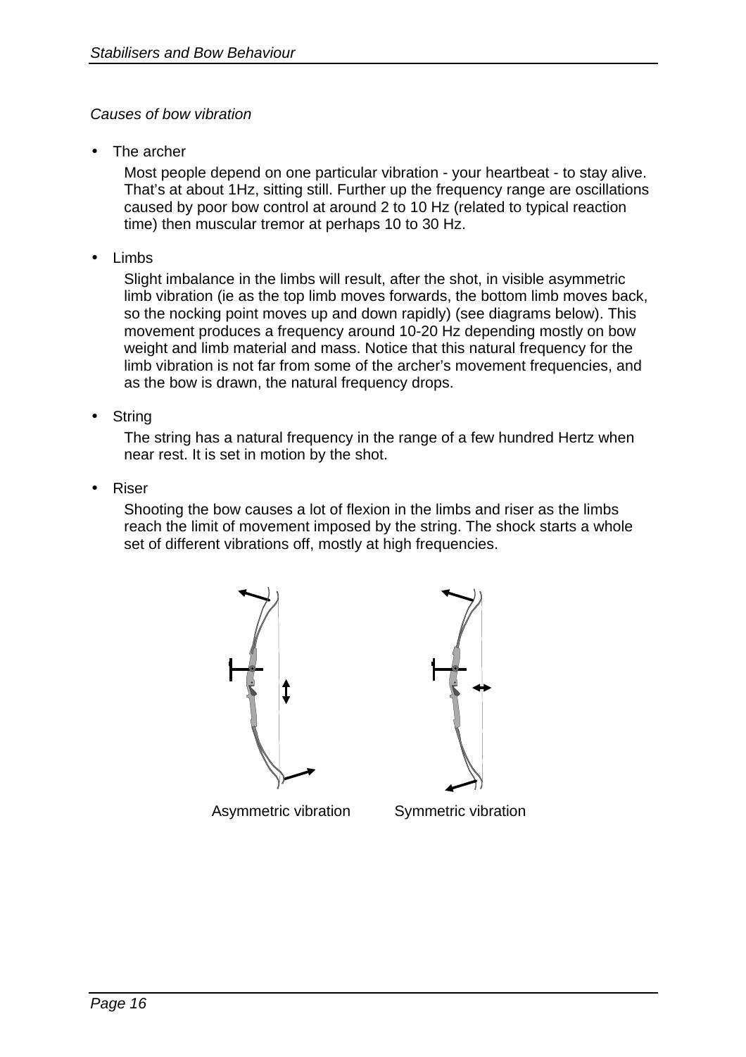*Causes of bow vibration*

- The archer

  Most people depend on one particular vibration - your heartbeat - to stay alive. That's at about 1Hz, sitting still. Further up the frequency range are oscillations caused by poor bow control at around 2 to 10 Hz (related to typical reaction time) then muscular tremor at perhaps 10 to 30 Hz.

- Limbs

  Slight imbalance in the limbs will result, after the shot, in visible asymmetric limb vibration (ie as the top limb moves forwards, the bottom limb moves back, so the nocking point moves up and down rapidly) (see diagrams below). This movement produces a frequency around 10-20 Hz depending mostly on bow weight and limb material and mass. Notice that this natural frequency for the limb vibration is not far from some of the archer's movement frequencies, and as the bow is drawn, the natural frequency drops.

- String

  The string has a natural frequency in the range of a few hundred Hertz when near rest. It is set in motion by the shot.

- Riser

  Shooting the bow causes a lot of flexion in the limbs and riser as the limbs reach the limit of movement imposed by the string. The shock starts a whole set of different vibrations off, mostly at high frequencies.

Asymmetric vibration Symmetric vibration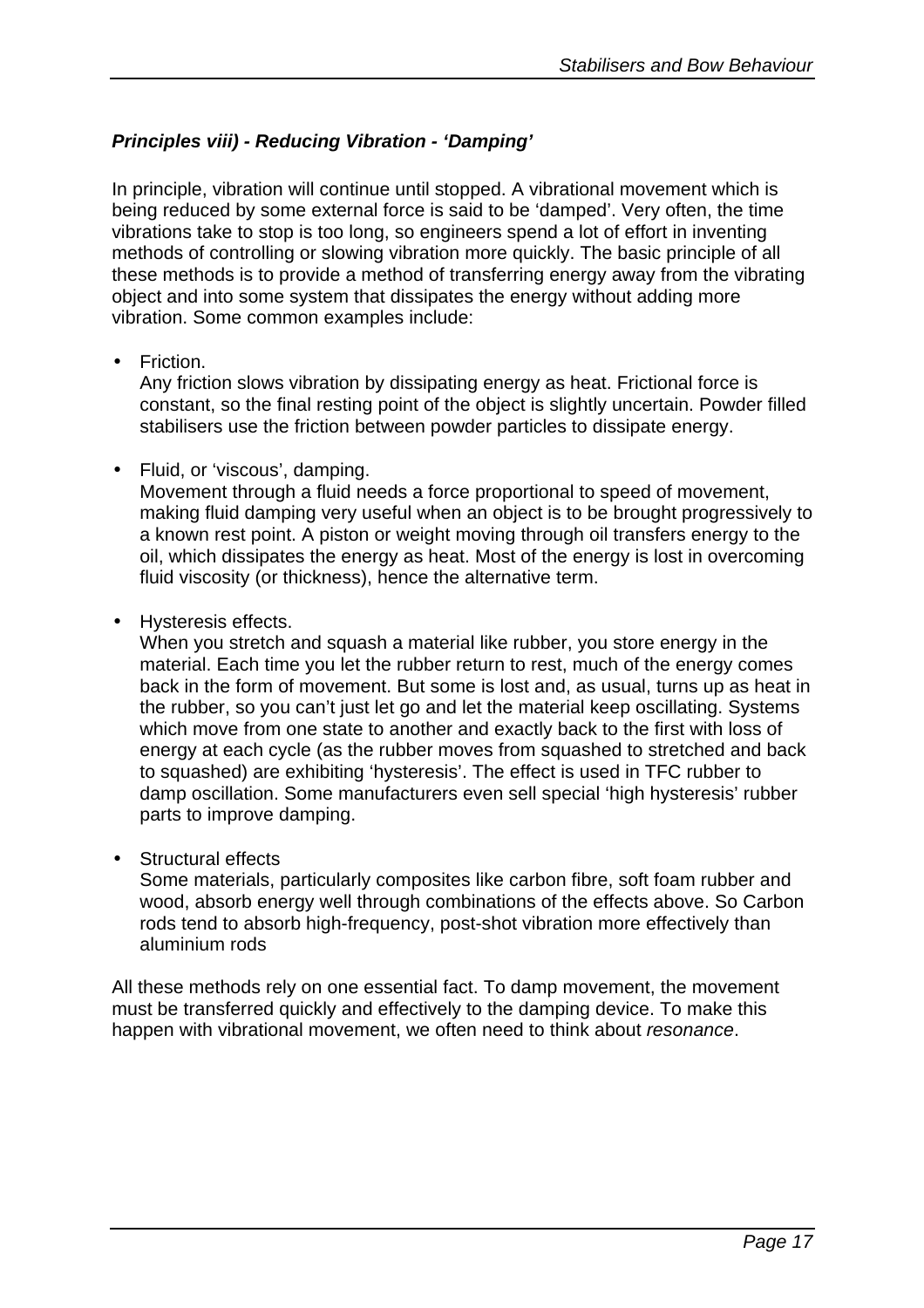### ***Principles viii) - Reducing Vibration - 'Damping'***

In principle, vibration will continue until stopped. A vibrational movement which is being reduced by some external force is said to be 'damped'. Very often, the time vibrations take to stop is too long, so engineers spend a lot of effort in inventing methods of controlling or slowing vibration more quickly. The basic principle of all these methods is to provide a method of transferring energy away from the vibrating object and into some system that dissipates the energy without adding more vibration. Some common examples include:

- Friction.
  Any friction slows vibration by dissipating energy as heat. Frictional force is constant, so the final resting point of the object is slightly uncertain. Powder filled stabilisers use the friction between powder particles to dissipate energy.

- Fluid, or 'viscous', damping.
  Movement through a fluid needs a force proportional to speed of movement, making fluid damping very useful when an object is to be brought progressively to a known rest point. A piston or weight moving through oil transfers energy to the oil, which dissipates the energy as heat. Most of the energy is lost in overcoming fluid viscosity (or thickness), hence the alternative term.

- Hysteresis effects.
  When you stretch and squash a material like rubber, you store energy in the material. Each time you let the rubber return to rest, much of the energy comes back in the form of movement. But some is lost and, as usual, turns up as heat in the rubber, so you can't just let go and let the material keep oscillating. Systems which move from one state to another and exactly back to the first with loss of energy at each cycle (as the rubber moves from squashed to stretched and back to squashed) are exhibiting 'hysteresis'. The effect is used in TFC rubber to damp oscillation. Some manufacturers even sell special 'high hysteresis' rubber parts to improve damping.

- Structural effects
  Some materials, particularly composites like carbon fibre, soft foam rubber and wood, absorb energy well through combinations of the effects above. So Carbon rods tend to absorb high-frequency, post-shot vibration more effectively than aluminium rods

All these methods rely on one essential fact. To damp movement, the movement must be transferred quickly and effectively to the damping device. To make this happen with vibrational movement, we often need to think about *resonance*.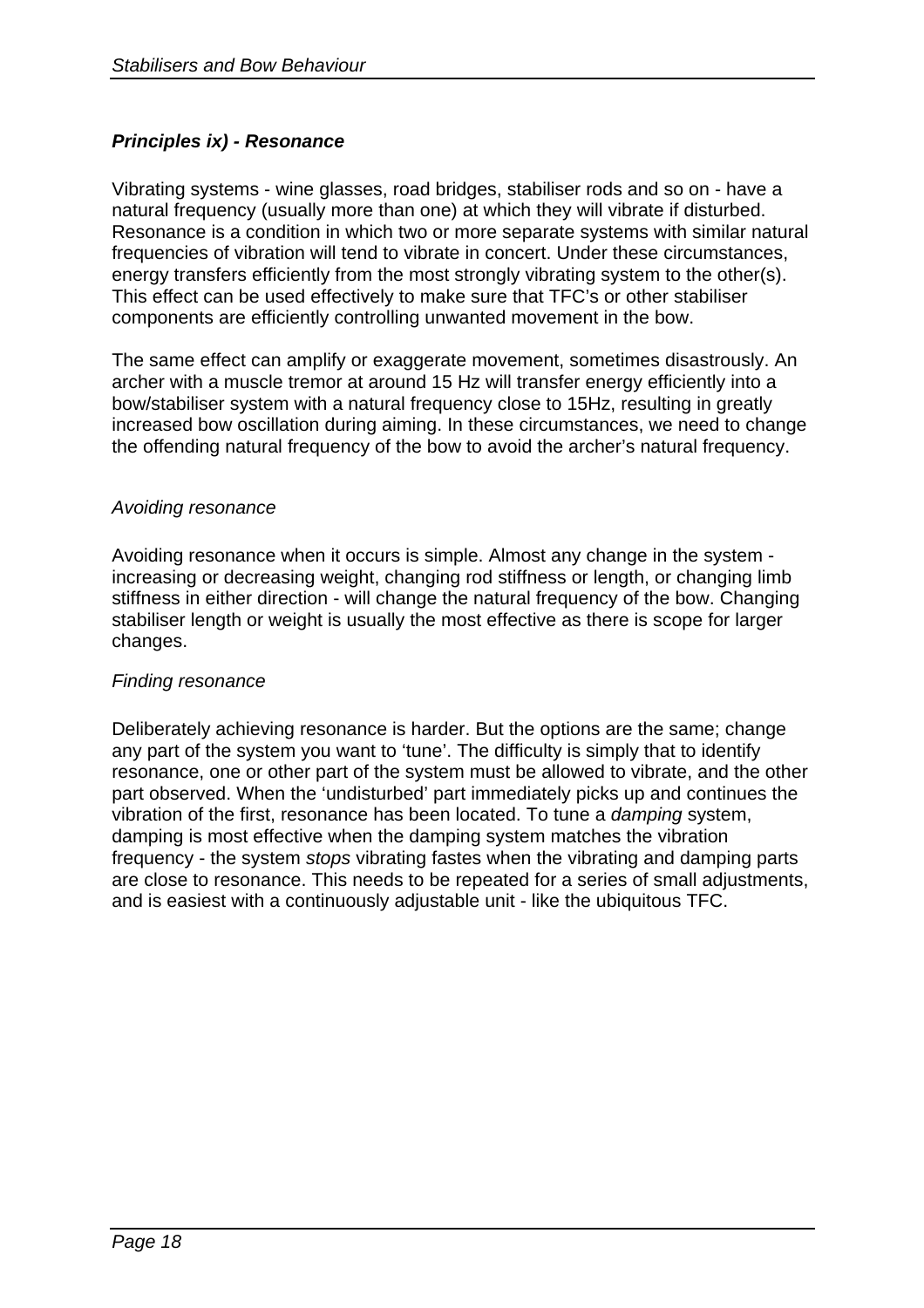### *Principles ix) - Resonance*

Vibrating systems - wine glasses, road bridges, stabiliser rods and so on - have a natural frequency (usually more than one) at which they will vibrate if disturbed. Resonance is a condition in which two or more separate systems with similar natural frequencies of vibration will tend to vibrate in concert. Under these circumstances, energy transfers efficiently from the most strongly vibrating system to the other(s). This effect can be used effectively to make sure that TFC's or other stabiliser components are efficiently controlling unwanted movement in the bow.

The same effect can amplify or exaggerate movement, sometimes disastrously. An archer with a muscle tremor at around 15 Hz will transfer energy efficiently into a bow/stabiliser system with a natural frequency close to 15Hz, resulting in greatly increased bow oscillation during aiming. In these circumstances, we need to change the offending natural frequency of the bow to avoid the archer's natural frequency.

*Avoiding resonance*

Avoiding resonance when it occurs is simple. Almost any change in the system - increasing or decreasing weight, changing rod stiffness or length, or changing limb stiffness in either direction - will change the natural frequency of the bow. Changing stabiliser length or weight is usually the most effective as there is scope for larger changes.

*Finding resonance*

Deliberately achieving resonance is harder. But the options are the same; change any part of the system you want to 'tune'. The difficulty is simply that to identify resonance, one or other part of the system must be allowed to vibrate, and the other part observed. When the 'undisturbed' part immediately picks up and continues the vibration of the first, resonance has been located. To tune a *damping* system, damping is most effective when the damping system matches the vibration frequency - the system *stops* vibrating fastes when the vibrating and damping parts are close to resonance. This needs to be repeated for a series of small adjustments, and is easiest with a continuously adjustable unit - like the ubiquitous TFC.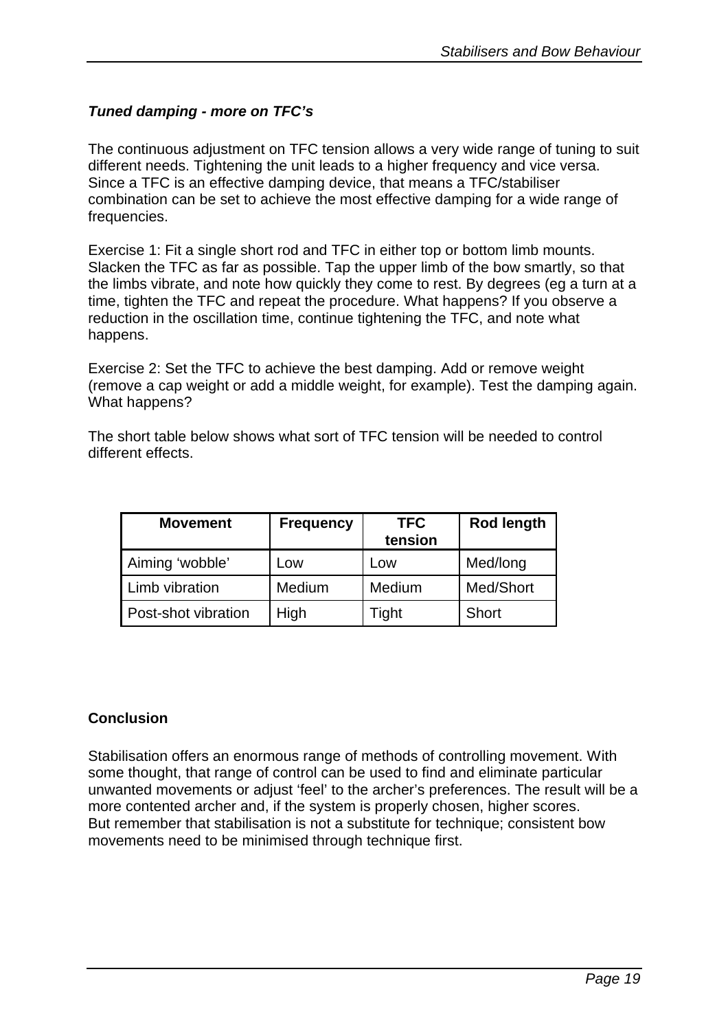***Tuned damping - more on TFC’s***

The continuous adjustment on TFC tension allows a very wide range of tuning to suit different needs. Tightening the unit leads to a higher frequency and vice versa. Since a TFC is an effective damping device, that means a TFC/stabiliser combination can be set to achieve the most effective damping for a wide range of frequencies.

Exercise 1: Fit a single short rod and TFC in either top or bottom limb mounts. Slacken the TFC as far as possible. Tap the upper limb of the bow smartly, so that the limbs vibrate, and note how quickly they come to rest. By degrees (eg a turn at a time, tighten the TFC and repeat the procedure. What happens? If you observe a reduction in the oscillation time, continue tightening the TFC, and note what happens.

Exercise 2: Set the TFC to achieve the best damping. Add or remove weight (remove a cap weight or add a middle weight, for example). Test the damping again. What happens?

The short table below shows what sort of TFC tension will be needed to control different effects.

| Movement | Frequency | TFC tension | Rod length |
|---|---|---|---|
| Aiming ‘wobble’ | Low | Low | Med/long |
| Limb vibration | Medium | Medium | Med/Short |
| Post-shot vibration | High | Tight | Short |

**Conclusion**

Stabilisation offers an enormous range of methods of controlling movement. With some thought, that range of control can be used to find and eliminate particular unwanted movements or adjust ‘feel’ to the archer’s preferences. The result will be a more contented archer and, if the system is properly chosen, higher scores.
But remember that stabilisation is not a substitute for technique; consistent bow movements need to be minimised through technique first.